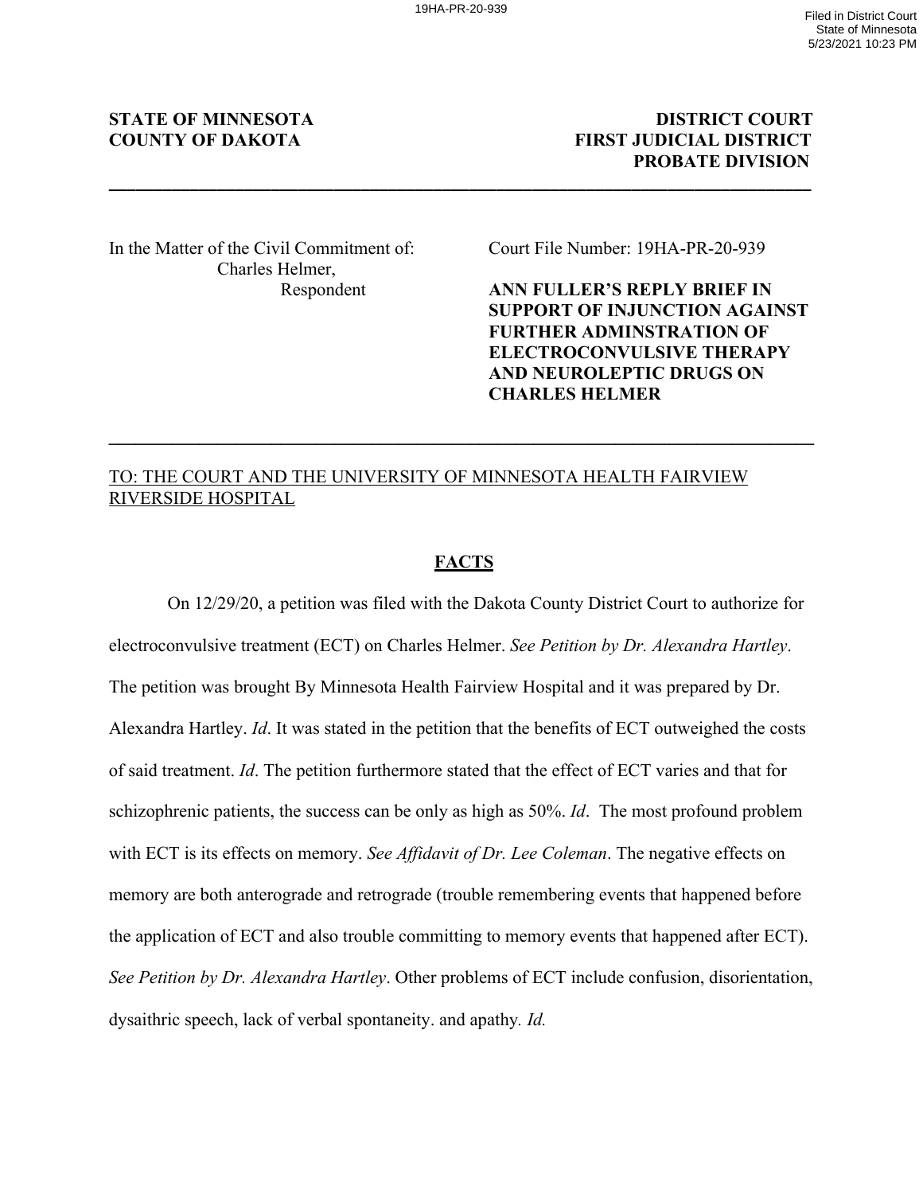**STATE OF MINNESOTA**
**COUNTY OF DAKOTA**

**DISTRICT COURT**
**FIRST JUDICIAL DISTRICT**
**PROBATE DIVISION**

---

In the Matter of the Civil Commitment of:
Charles Helmer,
Respondent

Court File Number: 19HA-PR-20-939

**ANN FULLER'S REPLY BRIEF IN SUPPORT OF INJUNCTION AGAINST FURTHER ADMINSTRATION OF ELECTROCONVULSIVE THERAPY AND NEUROLEPTIC DRUGS ON CHARLES HELMER**

---

TO: THE COURT AND THE UNIVERSITY OF MINNESOTA HEALTH FAIRVIEW RIVERSIDE HOSPITAL

## FACTS

On 12/29/20, a petition was filed with the Dakota County District Court to authorize for electroconvulsive treatment (ECT) on Charles Helmer. *See Petition by Dr. Alexandra Hartley*. The petition was brought By Minnesota Health Fairview Hospital and it was prepared by Dr. Alexandra Hartley. *Id*. It was stated in the petition that the benefits of ECT outweighed the costs of said treatment. *Id*. The petition furthermore stated that the effect of ECT varies and that for schizophrenic patients, the success can be only as high as 50%. *Id*. The most profound problem with ECT is its effects on memory. *See Affidavit of Dr. Lee Coleman*. The negative effects on memory are both anterograde and retrograde (trouble remembering events that happened before the application of ECT and also trouble committing to memory events that happened after ECT). *See Petition by Dr. Alexandra Hartley*. Other problems of ECT include confusion, disorientation, dysaithric speech, lack of verbal spontaneity. and apathy. *Id.*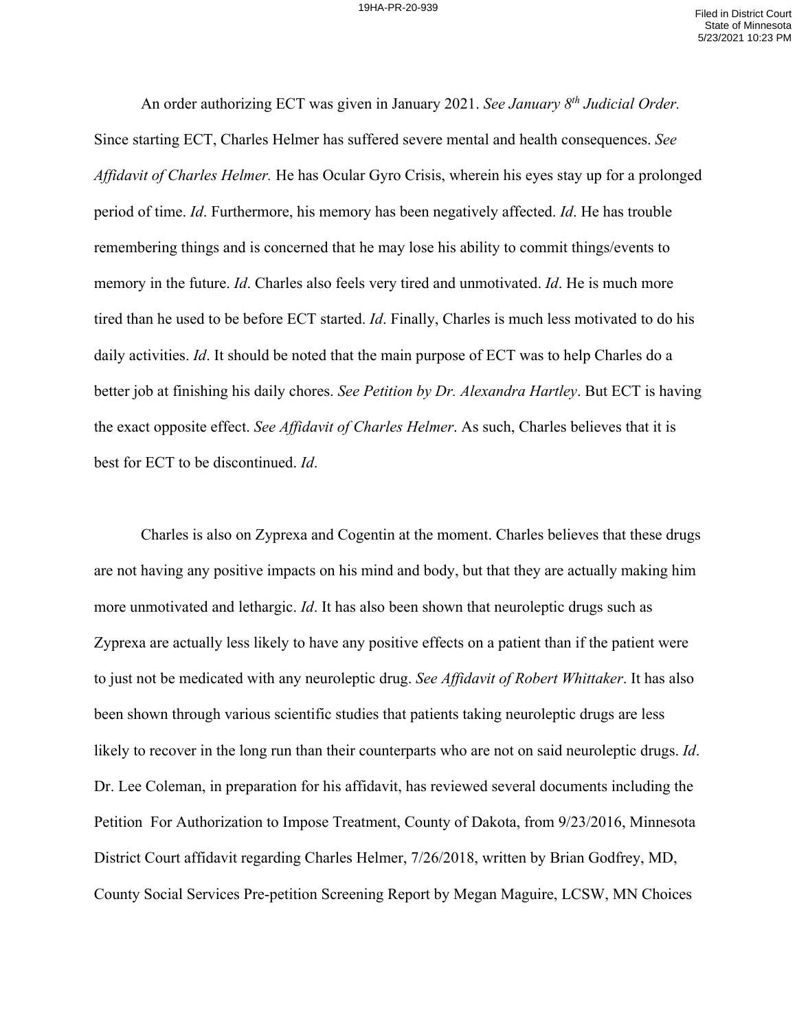An order authorizing ECT was given in January 2021. *See January 8th Judicial Order.* Since starting ECT, Charles Helmer has suffered severe mental and health consequences. *See Affidavit of Charles Helmer.* He has Ocular Gyro Crisis, wherein his eyes stay up for a prolonged period of time. *Id*. Furthermore, his memory has been negatively affected. *Id*. He has trouble remembering things and is concerned that he may lose his ability to commit things/events to memory in the future. *Id*. Charles also feels very tired and unmotivated. *Id*. He is much more tired than he used to be before ECT started. *Id*. Finally, Charles is much less motivated to do his daily activities. *Id*. It should be noted that the main purpose of ECT was to help Charles do a better job at finishing his daily chores. *See Petition by Dr. Alexandra Hartley*. But ECT is having the exact opposite effect. *See Affidavit of Charles Helmer*. As such, Charles believes that it is best for ECT to be discontinued. *Id*.

Charles is also on Zyprexa and Cogentin at the moment. Charles believes that these drugs are not having any positive impacts on his mind and body, but that they are actually making him more unmotivated and lethargic. *Id*. It has also been shown that neuroleptic drugs such as Zyprexa are actually less likely to have any positive effects on a patient than if the patient were to just not be medicated with any neuroleptic drug. *See Affidavit of Robert Whittaker*. It has also been shown through various scientific studies that patients taking neuroleptic drugs are less likely to recover in the long run than their counterparts who are not on said neuroleptic drugs. *Id*. Dr. Lee Coleman, in preparation for his affidavit, has reviewed several documents including the Petition For Authorization to Impose Treatment, County of Dakota, from 9/23/2016, Minnesota District Court affidavit regarding Charles Helmer, 7/26/2018, written by Brian Godfrey, MD, County Social Services Pre-petition Screening Report by Megan Maguire, LCSW, MN Choices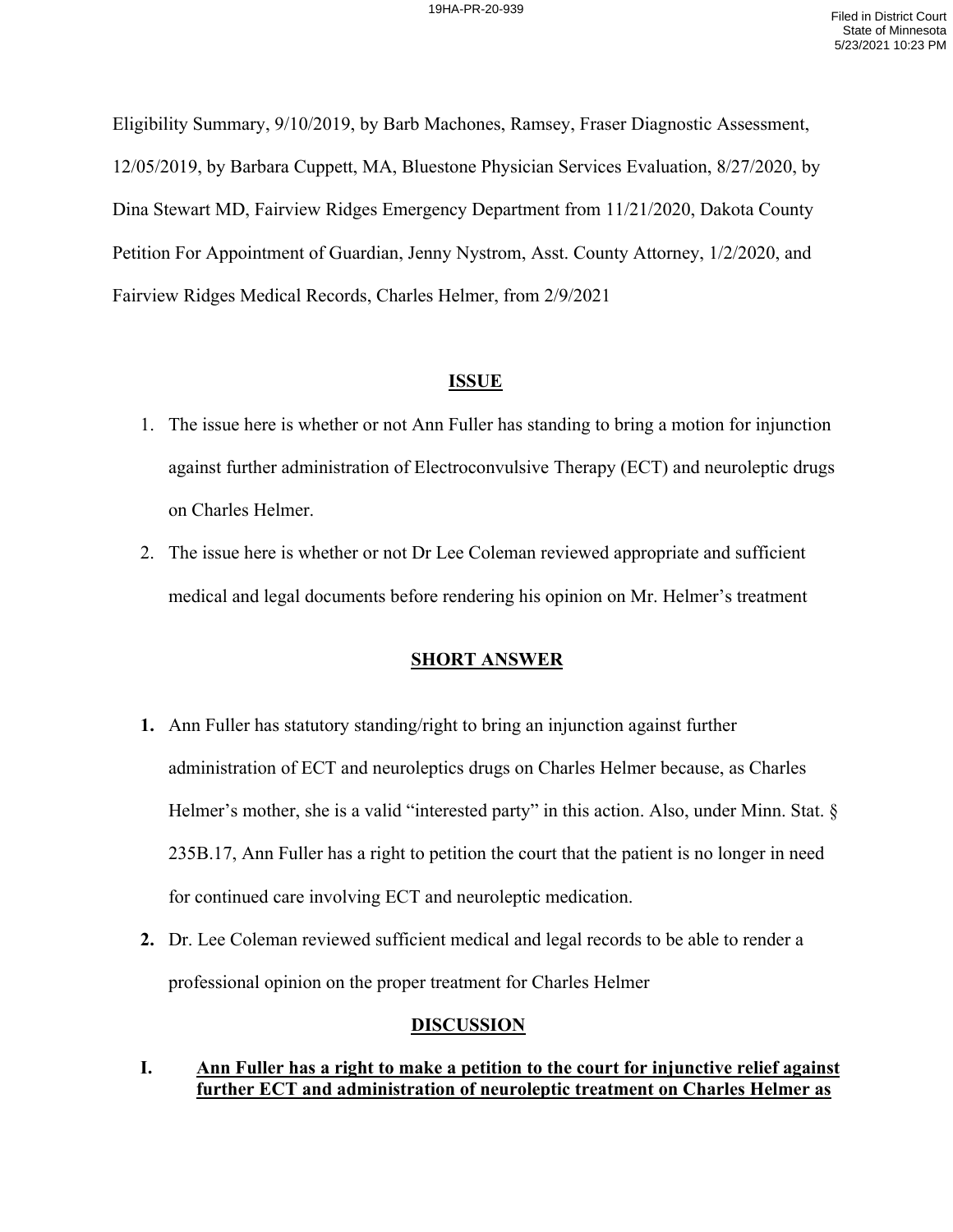Eligibility Summary, 9/10/2019, by Barb Machones, Ramsey, Fraser Diagnostic Assessment, 12/05/2019, by Barbara Cuppett, MA, Bluestone Physician Services Evaluation, 8/27/2020, by Dina Stewart MD, Fairview Ridges Emergency Department from 11/21/2020, Dakota County Petition For Appointment of Guardian, Jenny Nystrom, Asst. County Attorney, 1/2/2020, and Fairview Ridges Medical Records, Charles Helmer, from 2/9/2021

## ISSUE

1. The issue here is whether or not Ann Fuller has standing to bring a motion for injunction against further administration of Electroconvulsive Therapy (ECT) and neuroleptic drugs on Charles Helmer.
2. The issue here is whether or not Dr Lee Coleman reviewed appropriate and sufficient medical and legal documents before rendering his opinion on Mr. Helmer's treatment

## SHORT ANSWER

1. Ann Fuller has statutory standing/right to bring an injunction against further administration of ECT and neuroleptics drugs on Charles Helmer because, as Charles Helmer's mother, she is a valid "interested party" in this action. Also, under Minn. Stat. § 235B.17, Ann Fuller has a right to petition the court that the patient is no longer in need for continued care involving ECT and neuroleptic medication.
2. Dr. Lee Coleman reviewed sufficient medical and legal records to be able to render a professional opinion on the proper treatment for Charles Helmer

## DISCUSSION

**I. Ann Fuller has a right to make a petition to the court for injunctive relief against further ECT and administration of neuroleptic treatment on Charles Helmer as**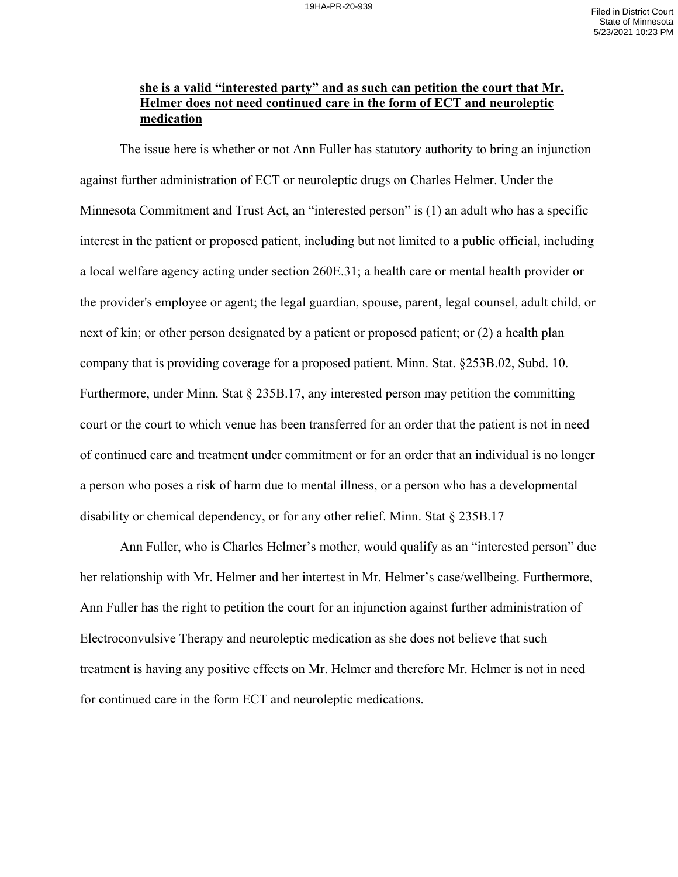**she is a valid "interested party" and as such can petition the court that Mr. Helmer does not need continued care in the form of ECT and neuroleptic medication**

The issue here is whether or not Ann Fuller has statutory authority to bring an injunction against further administration of ECT or neuroleptic drugs on Charles Helmer. Under the Minnesota Commitment and Trust Act, an "interested person" is (1) an adult who has a specific interest in the patient or proposed patient, including but not limited to a public official, including a local welfare agency acting under section 260E.31; a health care or mental health provider or the provider's employee or agent; the legal guardian, spouse, parent, legal counsel, adult child, or next of kin; or other person designated by a patient or proposed patient; or (2) a health plan company that is providing coverage for a proposed patient. Minn. Stat. §253B.02, Subd. 10. Furthermore, under Minn. Stat § 235B.17, any interested person may petition the committing court or the court to which venue has been transferred for an order that the patient is not in need of continued care and treatment under commitment or for an order that an individual is no longer a person who poses a risk of harm due to mental illness, or a person who has a developmental disability or chemical dependency, or for any other relief. Minn. Stat § 235B.17

Ann Fuller, who is Charles Helmer's mother, would qualify as an "interested person" due her relationship with Mr. Helmer and her intertest in Mr. Helmer's case/wellbeing. Furthermore, Ann Fuller has the right to petition the court for an injunction against further administration of Electroconvulsive Therapy and neuroleptic medication as she does not believe that such treatment is having any positive effects on Mr. Helmer and therefore Mr. Helmer is not in need for continued care in the form ECT and neuroleptic medications.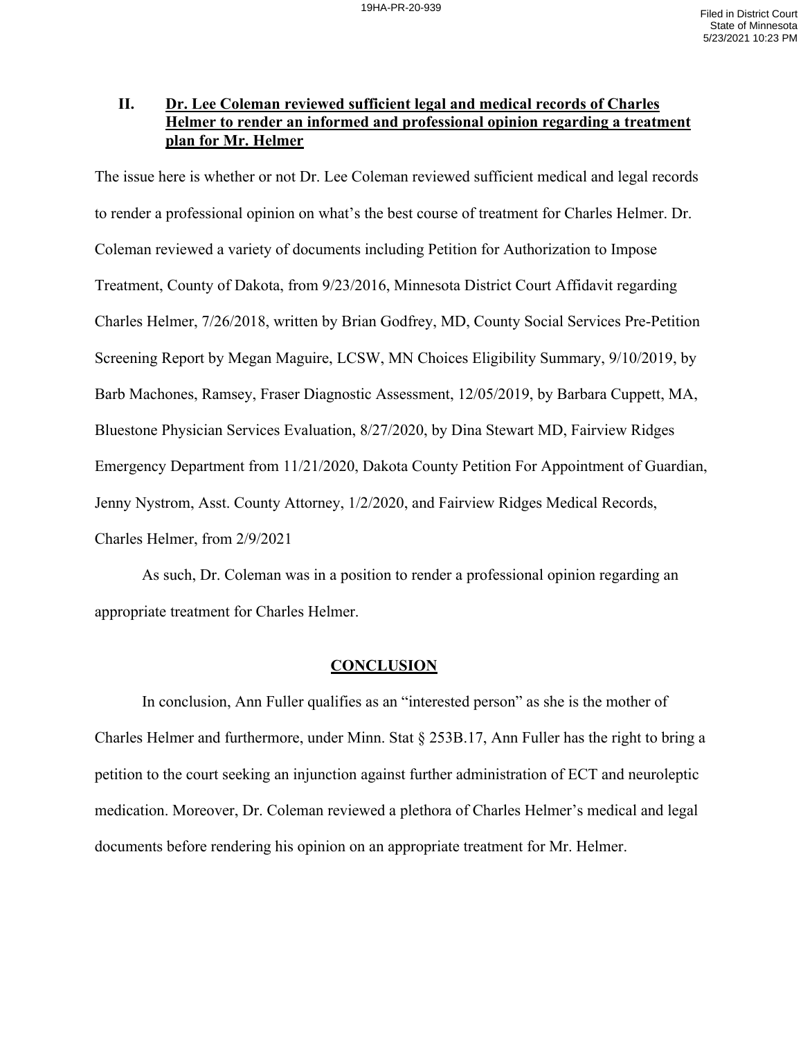## II. Dr. Lee Coleman reviewed sufficient legal and medical records of Charles Helmer to render an informed and professional opinion regarding a treatment plan for Mr. Helmer

The issue here is whether or not Dr. Lee Coleman reviewed sufficient medical and legal records to render a professional opinion on what's the best course of treatment for Charles Helmer. Dr. Coleman reviewed a variety of documents including Petition for Authorization to Impose Treatment, County of Dakota, from 9/23/2016, Minnesota District Court Affidavit regarding Charles Helmer, 7/26/2018, written by Brian Godfrey, MD, County Social Services Pre-Petition Screening Report by Megan Maguire, LCSW, MN Choices Eligibility Summary, 9/10/2019, by Barb Machones, Ramsey, Fraser Diagnostic Assessment, 12/05/2019, by Barbara Cuppett, MA, Bluestone Physician Services Evaluation, 8/27/2020, by Dina Stewart MD, Fairview Ridges Emergency Department from 11/21/2020, Dakota County Petition For Appointment of Guardian, Jenny Nystrom, Asst. County Attorney, 1/2/2020, and Fairview Ridges Medical Records, Charles Helmer, from 2/9/2021

As such, Dr. Coleman was in a position to render a professional opinion regarding an appropriate treatment for Charles Helmer.

## CONCLUSION

In conclusion, Ann Fuller qualifies as an "interested person" as she is the mother of Charles Helmer and furthermore, under Minn. Stat § 253B.17, Ann Fuller has the right to bring a petition to the court seeking an injunction against further administration of ECT and neuroleptic medication. Moreover, Dr. Coleman reviewed a plethora of Charles Helmer's medical and legal documents before rendering his opinion on an appropriate treatment for Mr. Helmer.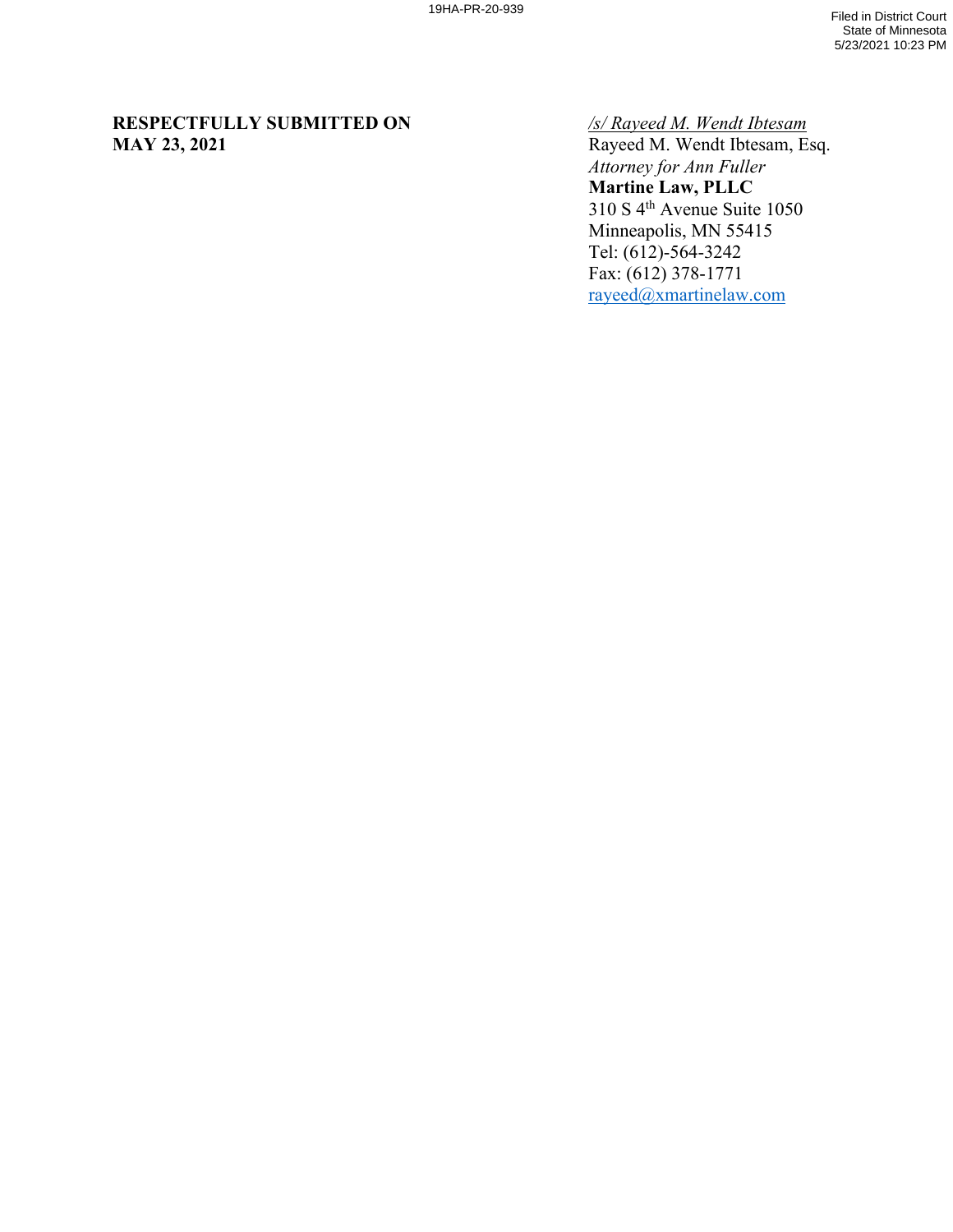**RESPECTFULLY SUBMITTED ON MAY 23, 2021**

*/s/ Rayeed M. Wendt Ibtesam*
Rayeed M. Wendt Ibtesam, Esq.
*Attorney for Ann Fuller*
**Martine Law, PLLC**
310 S 4th Avenue Suite 1050
Minneapolis, MN 55415
Tel: (612)-564-3242
Fax: (612) 378-1771
rayeed@xmartinelaw.com